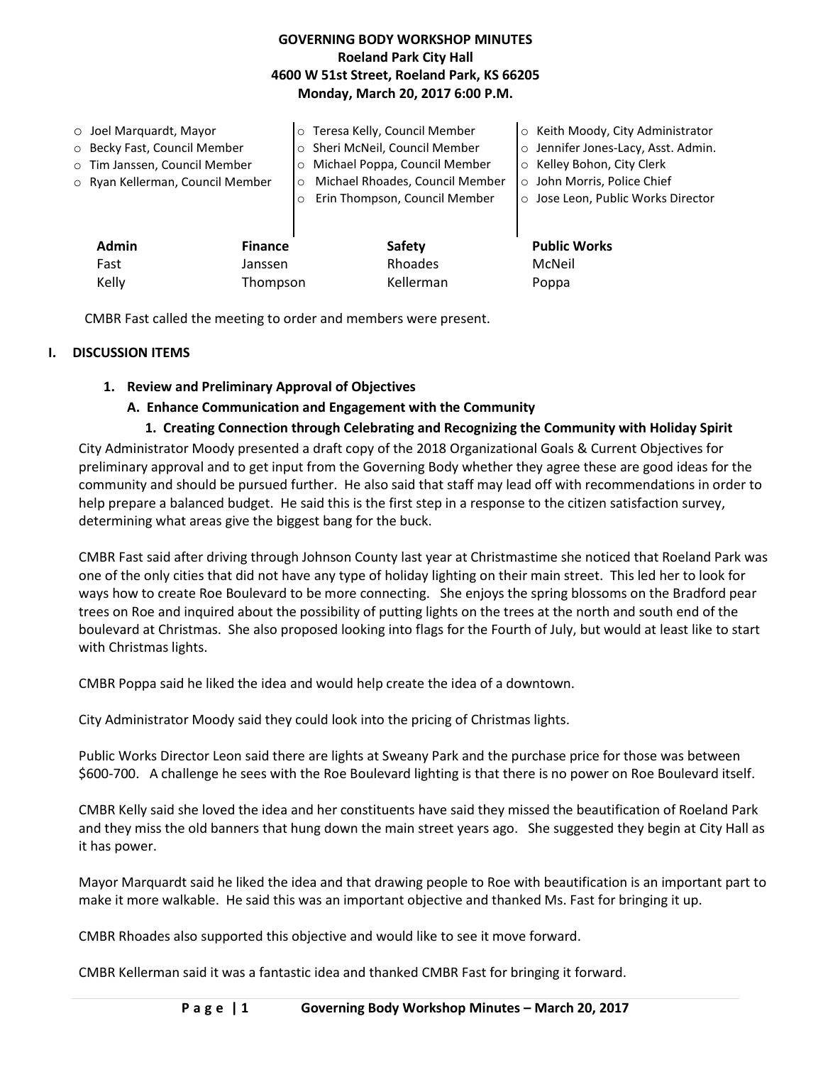# GOVERNING BODY WORKSHOP MINUTES
**Roeland Park City Hall**
**4600 W 51st Street, Roeland Park, KS 66205**
**Monday, March 20, 2017 6:00 P.M.**

- Joel Marquardt, Mayor
- Becky Fast, Council Member
- Tim Janssen, Council Member
- Ryan Kellerman, Council Member
- Teresa Kelly, Council Member
- Sheri McNeil, Council Member
- Michael Poppa, Council Member
- Michael Rhoades, Council Member
- Erin Thompson, Council Member
- Keith Moody, City Administrator
- Jennifer Jones-Lacy, Asst. Admin.
- Kelley Bohon, City Clerk
- John Morris, Police Chief
- Jose Leon, Public Works Director

| Admin | Finance | Safety | Public Works |
|---|---|---|---|
| Fast | Janssen | Rhoades | McNeil |
| Kelly | Thompson | Kellerman | Poppa |

CMBR Fast called the meeting to order and members were present.

## I. DISCUSSION ITEMS

### 1. Review and Preliminary Approval of Objectives

#### A. Enhance Communication and Engagement with the Community

##### 1. Creating Connection through Celebrating and Recognizing the Community with Holiday Spirit

City Administrator Moody presented a draft copy of the 2018 Organizational Goals & Current Objectives for preliminary approval and to get input from the Governing Body whether they agree these are good ideas for the community and should be pursued further. He also said that staff may lead off with recommendations in order to help prepare a balanced budget. He said this is the first step in a response to the citizen satisfaction survey, determining what areas give the biggest bang for the buck.

CMBR Fast said after driving through Johnson County last year at Christmastime she noticed that Roeland Park was one of the only cities that did not have any type of holiday lighting on their main street. This led her to look for ways how to create Roe Boulevard to be more connecting. She enjoys the spring blossoms on the Bradford pear trees on Roe and inquired about the possibility of putting lights on the trees at the north and south end of the boulevard at Christmas. She also proposed looking into flags for the Fourth of July, but would at least like to start with Christmas lights.

CMBR Poppa said he liked the idea and would help create the idea of a downtown.

City Administrator Moody said they could look into the pricing of Christmas lights.

Public Works Director Leon said there are lights at Sweany Park and the purchase price for those was between $600-700. A challenge he sees with the Roe Boulevard lighting is that there is no power on Roe Boulevard itself.

CMBR Kelly said she loved the idea and her constituents have said they missed the beautification of Roeland Park and they miss the old banners that hung down the main street years ago. She suggested they begin at City Hall as it has power.

Mayor Marquardt said he liked the idea and that drawing people to Roe with beautification is an important part to make it more walkable. He said this was an important objective and thanked Ms. Fast for bringing it up.

CMBR Rhoades also supported this objective and would like to see it move forward.

CMBR Kellerman said it was a fantastic idea and thanked CMBR Fast for bringing it forward.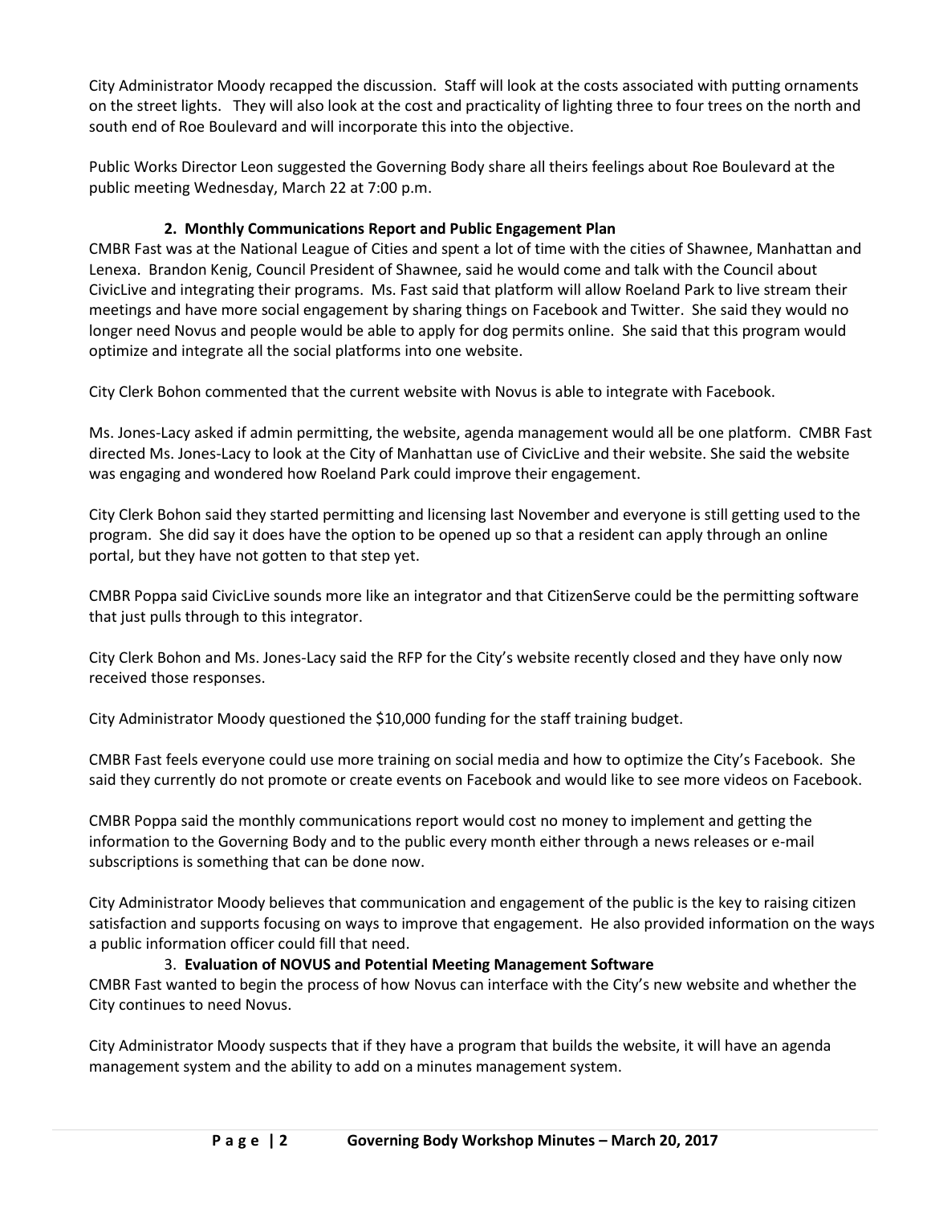City Administrator Moody recapped the discussion. Staff will look at the costs associated with putting ornaments on the street lights. They will also look at the cost and practicality of lighting three to four trees on the north and south end of Roe Boulevard and will incorporate this into the objective.

Public Works Director Leon suggested the Governing Body share all theirs feelings about Roe Boulevard at the public meeting Wednesday, March 22 at 7:00 p.m.

### 2. Monthly Communications Report and Public Engagement Plan

CMBR Fast was at the National League of Cities and spent a lot of time with the cities of Shawnee, Manhattan and Lenexa. Brandon Kenig, Council President of Shawnee, said he would come and talk with the Council about CivicLive and integrating their programs. Ms. Fast said that platform will allow Roeland Park to live stream their meetings and have more social engagement by sharing things on Facebook and Twitter. She said they would no longer need Novus and people would be able to apply for dog permits online. She said that this program would optimize and integrate all the social platforms into one website.

City Clerk Bohon commented that the current website with Novus is able to integrate with Facebook.

Ms. Jones-Lacy asked if admin permitting, the website, agenda management would all be one platform. CMBR Fast directed Ms. Jones-Lacy to look at the City of Manhattan use of CivicLive and their website. She said the website was engaging and wondered how Roeland Park could improve their engagement.

City Clerk Bohon said they started permitting and licensing last November and everyone is still getting used to the program. She did say it does have the option to be opened up so that a resident can apply through an online portal, but they have not gotten to that step yet.

CMBR Poppa said CivicLive sounds more like an integrator and that CitizenServe could be the permitting software that just pulls through to this integrator.

City Clerk Bohon and Ms. Jones-Lacy said the RFP for the City's website recently closed and they have only now received those responses.

City Administrator Moody questioned the $10,000 funding for the staff training budget.

CMBR Fast feels everyone could use more training on social media and how to optimize the City's Facebook. She said they currently do not promote or create events on Facebook and would like to see more videos on Facebook.

CMBR Poppa said the monthly communications report would cost no money to implement and getting the information to the Governing Body and to the public every month either through a news releases or e-mail subscriptions is something that can be done now.

City Administrator Moody believes that communication and engagement of the public is the key to raising citizen satisfaction and supports focusing on ways to improve that engagement. He also provided information on the ways a public information officer could fill that need.

### 3. Evaluation of NOVUS and Potential Meeting Management Software

CMBR Fast wanted to begin the process of how Novus can interface with the City's new website and whether the City continues to need Novus.

City Administrator Moody suspects that if they have a program that builds the website, it will have an agenda management system and the ability to add on a minutes management system.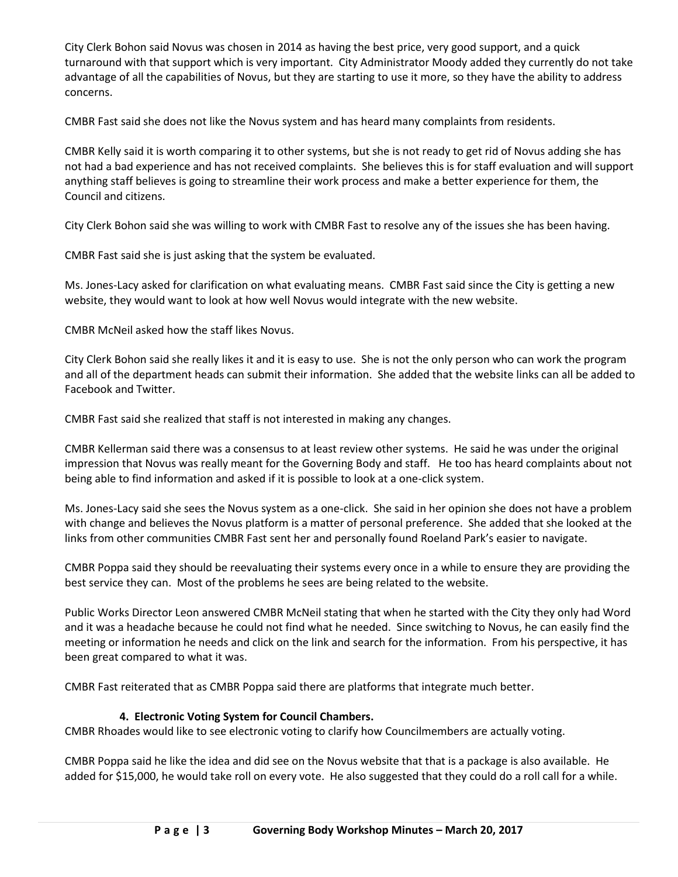City Clerk Bohon said Novus was chosen in 2014 as having the best price, very good support, and a quick turnaround with that support which is very important. City Administrator Moody added they currently do not take advantage of all the capabilities of Novus, but they are starting to use it more, so they have the ability to address concerns.

CMBR Fast said she does not like the Novus system and has heard many complaints from residents.

CMBR Kelly said it is worth comparing it to other systems, but she is not ready to get rid of Novus adding she has not had a bad experience and has not received complaints. She believes this is for staff evaluation and will support anything staff believes is going to streamline their work process and make a better experience for them, the Council and citizens.

City Clerk Bohon said she was willing to work with CMBR Fast to resolve any of the issues she has been having.

CMBR Fast said she is just asking that the system be evaluated.

Ms. Jones-Lacy asked for clarification on what evaluating means. CMBR Fast said since the City is getting a new website, they would want to look at how well Novus would integrate with the new website.

CMBR McNeil asked how the staff likes Novus.

City Clerk Bohon said she really likes it and it is easy to use. She is not the only person who can work the program and all of the department heads can submit their information. She added that the website links can all be added to Facebook and Twitter.

CMBR Fast said she realized that staff is not interested in making any changes.

CMBR Kellerman said there was a consensus to at least review other systems. He said he was under the original impression that Novus was really meant for the Governing Body and staff. He too has heard complaints about not being able to find information and asked if it is possible to look at a one-click system.

Ms. Jones-Lacy said she sees the Novus system as a one-click. She said in her opinion she does not have a problem with change and believes the Novus platform is a matter of personal preference. She added that she looked at the links from other communities CMBR Fast sent her and personally found Roeland Park's easier to navigate.

CMBR Poppa said they should be reevaluating their systems every once in a while to ensure they are providing the best service they can. Most of the problems he sees are being related to the website.

Public Works Director Leon answered CMBR McNeil stating that when he started with the City they only had Word and it was a headache because he could not find what he needed. Since switching to Novus, he can easily find the meeting or information he needs and click on the link and search for the information. From his perspective, it has been great compared to what it was.

CMBR Fast reiterated that as CMBR Poppa said there are platforms that integrate much better.

**4. Electronic Voting System for Council Chambers.**

CMBR Rhoades would like to see electronic voting to clarify how Councilmembers are actually voting.

CMBR Poppa said he like the idea and did see on the Novus website that that is a package is also available. He added for $15,000, he would take roll on every vote. He also suggested that they could do a roll call for a while.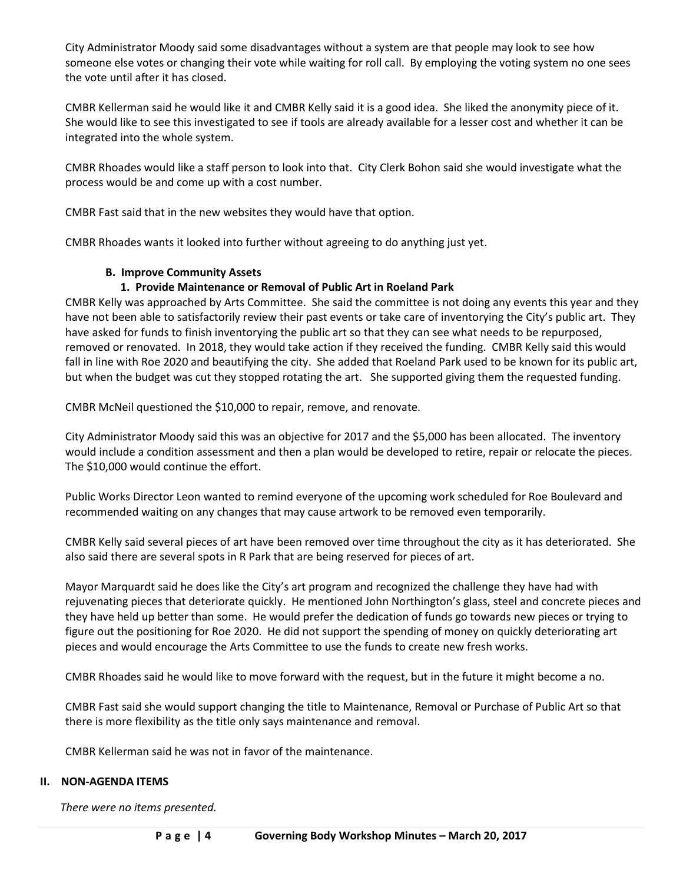City Administrator Moody said some disadvantages without a system are that people may look to see how someone else votes or changing their vote while waiting for roll call. By employing the voting system no one sees the vote until after it has closed.

CMBR Kellerman said he would like it and CMBR Kelly said it is a good idea. She liked the anonymity piece of it. She would like to see this investigated to see if tools are already available for a lesser cost and whether it can be integrated into the whole system.

CMBR Rhoades would like a staff person to look into that. City Clerk Bohon said she would investigate what the process would be and come up with a cost number.

CMBR Fast said that in the new websites they would have that option.

CMBR Rhoades wants it looked into further without agreeing to do anything just yet.

**B. Improve Community Assets**

**1. Provide Maintenance or Removal of Public Art in Roeland Park**

CMBR Kelly was approached by Arts Committee. She said the committee is not doing any events this year and they have not been able to satisfactorily review their past events or take care of inventorying the City's public art. They have asked for funds to finish inventorying the public art so that they can see what needs to be repurposed, removed or renovated. In 2018, they would take action if they received the funding. CMBR Kelly said this would fall in line with Roe 2020 and beautifying the city. She added that Roeland Park used to be known for its public art, but when the budget was cut they stopped rotating the art. She supported giving them the requested funding.

CMBR McNeil questioned the $10,000 to repair, remove, and renovate.

City Administrator Moody said this was an objective for 2017 and the $5,000 has been allocated. The inventory would include a condition assessment and then a plan would be developed to retire, repair or relocate the pieces. The $10,000 would continue the effort.

Public Works Director Leon wanted to remind everyone of the upcoming work scheduled for Roe Boulevard and recommended waiting on any changes that may cause artwork to be removed even temporarily.

CMBR Kelly said several pieces of art have been removed over time throughout the city as it has deteriorated. She also said there are several spots in R Park that are being reserved for pieces of art.

Mayor Marquardt said he does like the City's art program and recognized the challenge they have had with rejuvenating pieces that deteriorate quickly. He mentioned John Northington's glass, steel and concrete pieces and they have held up better than some. He would prefer the dedication of funds go towards new pieces or trying to figure out the positioning for Roe 2020. He did not support the spending of money on quickly deteriorating art pieces and would encourage the Arts Committee to use the funds to create new fresh works.

CMBR Rhoades said he would like to move forward with the request, but in the future it might become a no.

CMBR Fast said she would support changing the title to Maintenance, Removal or Purchase of Public Art so that there is more flexibility as the title only says maintenance and removal.

CMBR Kellerman said he was not in favor of the maintenance.

## II. NON-AGENDA ITEMS

*There were no items presented.*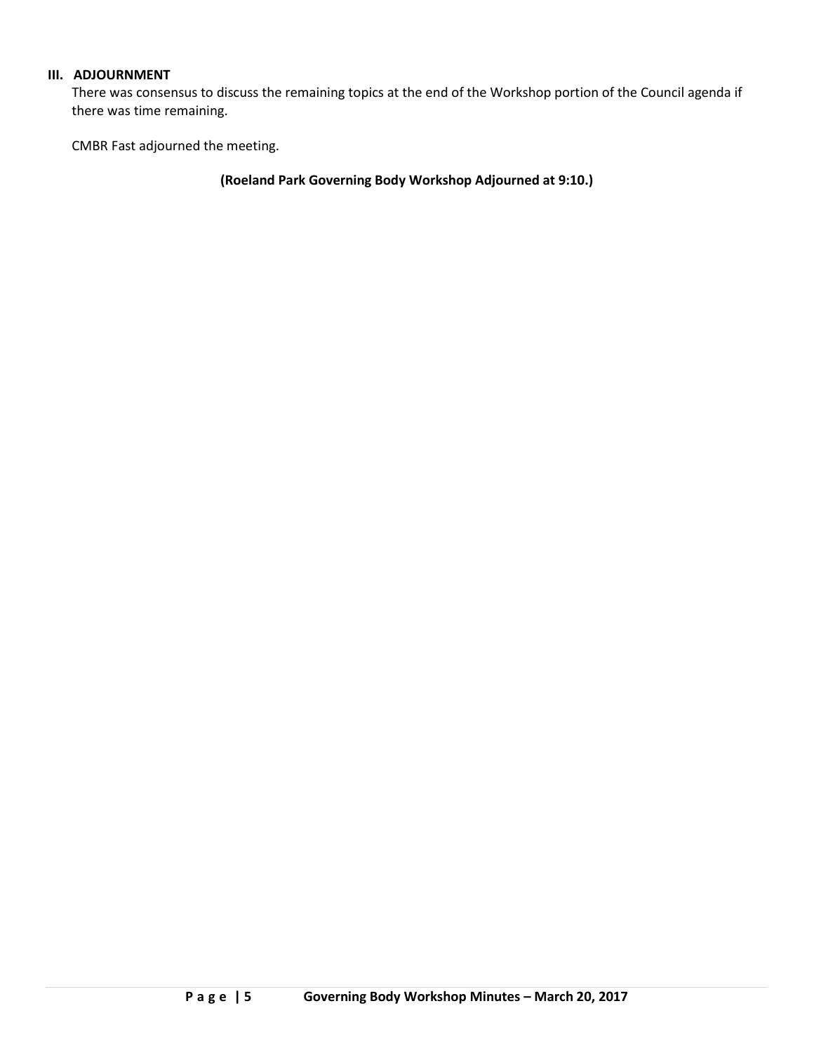### III. ADJOURNMENT

There was consensus to discuss the remaining topics at the end of the Workshop portion of the Council agenda if there was time remaining.

CMBR Fast adjourned the meeting.

**(Roeland Park Governing Body Workshop Adjourned at 9:10.)**